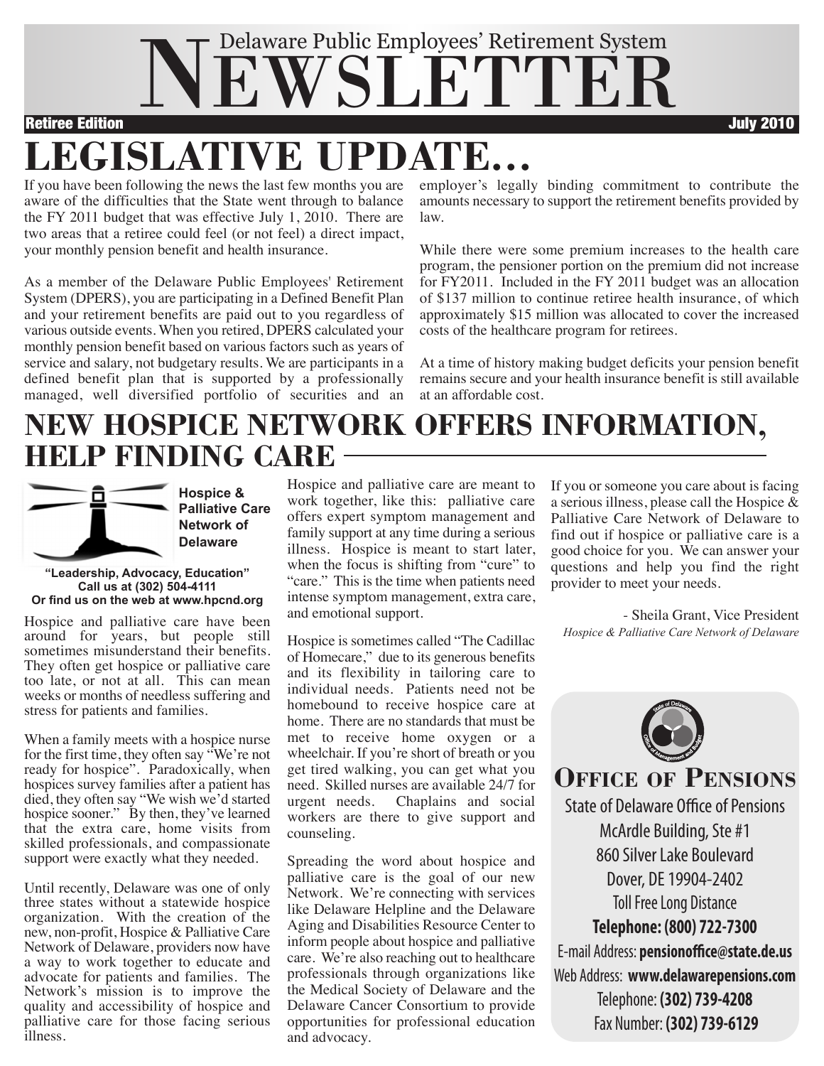# Delaware Public Employees' Retirement System NEWSLETTER

**Retiree Edition** **July 2010**

## LEGISLATIVE UPDATE…

If you have been following the news the last few months you are aware of the difficulties that the State went through to balance the FY 2011 budget that was effective July 1, 2010. There are two areas that a retiree could feel (or not feel) a direct impact, your monthly pension benefit and health insurance.

As a member of the Delaware Public Employees' Retirement System (DPERS), you are participating in a Defined Benefit Plan and your retirement benefits are paid out to you regardless of various outside events. When you retired, DPERS calculated your monthly pension benefit based on various factors such as years of service and salary, not budgetary results. We are participants in a defined benefit plan that is supported by a professionally managed, well diversified portfolio of securities and an employer's legally binding commitment to contribute the amounts necessary to support the retirement benefits provided by law.

While there were some premium increases to the health care program, the pensioner portion on the premium did not increase for FY2011. Included in the FY 2011 budget was an allocation of $137 million to continue retiree health insurance, of which approximately $15 million was allocated to cover the increased costs of the healthcare program for retirees.

At a time of history making budget deficits your pension benefit remains secure and your health insurance benefit is still available at an affordable cost.

## NEW HOSPICE NETWORK OFFERS INFORMATION, HELP FINDING CARE

**Hospice & Palliative Care Network of Delaware**

**"Leadership, Advocacy, Education"**
**Call us at (302) 504-4111**
**Or find us on the web at www.hpcnd.org**

Hospice and palliative care have been around for years, but people still sometimes misunderstand their benefits. They often get hospice or palliative care too late, or not at all. This can mean weeks or months of needless suffering and stress for patients and families.

When a family meets with a hospice nurse for the first time, they often say "We're not ready for hospice". Paradoxically, when hospices survey families after a patient has died, they often say "We wish we'd started hospice sooner." By then, they've learned that the extra care, home visits from skilled professionals, and compassionate support were exactly what they needed.

Until recently, Delaware was one of only three states without a statewide hospice organization. With the creation of the new, non-profit, Hospice & Palliative Care Network of Delaware, providers now have a way to work together to educate and advocate for patients and families. The Network's mission is to improve the quality and accessibility of hospice and palliative care for those facing serious illness.

Hospice and palliative care are meant to work together, like this: palliative care offers expert symptom management and family support at any time during a serious illness. Hospice is meant to start later, when the focus is shifting from "cure" to "care." This is the time when patients need intense symptom management, extra care, and emotional support.

Hospice is sometimes called "The Cadillac of Homecare," due to its generous benefits and its flexibility in tailoring care to individual needs. Patients need not be homebound to receive hospice care at home. There are no standards that must be met to receive home oxygen or a wheelchair. If you're short of breath or you get tired walking, you can get what you need. Skilled nurses are available 24/7 for urgent needs. Chaplains and social workers are there to give support and counseling.

Spreading the word about hospice and palliative care is the goal of our new Network. We're connecting with services like Delaware Helpline and the Delaware Aging and Disabilities Resource Center to inform people about hospice and palliative care. We're also reaching out to healthcare professionals through organizations like the Medical Society of Delaware and the Delaware Cancer Consortium to provide opportunities for professional education and advocacy.

If you or someone you care about is facing a serious illness, please call the Hospice & Palliative Care Network of Delaware to find out if hospice or palliative care is a good choice for you. We can answer your questions and help you find the right provider to meet your needs.

- Sheila Grant, Vice President
*Hospice & Palliative Care Network of Delaware*

**OFFICE OF PENSIONS**

State of Delaware Office of Pensions
McArdle Building, Ste #1
860 Silver Lake Boulevard
Dover, DE 19904-2402
Toll Free Long Distance
**Telephone: (800) 722-7300**
E-mail Address: **pensionoffice@state.de.us**
Web Address: **www.delawarepensions.com**
Telephone: **(302) 739-4208**
Fax Number: **(302) 739-6129**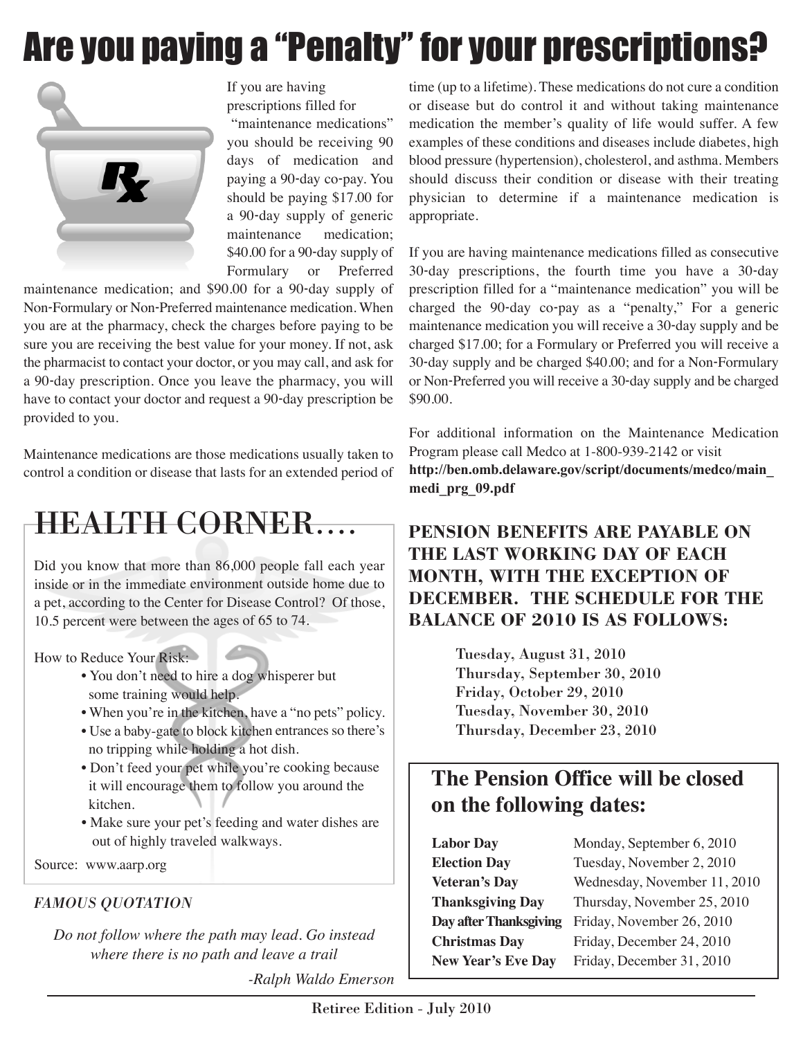# Are you paying a "Penalty" for your prescriptions?

If you are having prescriptions filled for "maintenance medications" you should be receiving 90 days of medication and paying a 90-day co-pay. You should be paying $17.00 for a 90-day supply of generic maintenance medication; $40.00 for a 90-day supply of Formulary or Preferred maintenance medication; and $90.00 for a 90-day supply of Non-Formulary or Non-Preferred maintenance medication. When you are at the pharmacy, check the charges before paying to be sure you are receiving the best value for your money. If not, ask the pharmacist to contact your doctor, or you may call, and ask for a 90-day prescription. Once you leave the pharmacy, you will have to contact your doctor and request a 90-day prescription be provided to you.

Maintenance medications are those medications usually taken to control a condition or disease that lasts for an extended period of time (up to a lifetime). These medications do not cure a condition or disease but do control it and without taking maintenance medication the member's quality of life would suffer. A few examples of these conditions and diseases include diabetes, high blood pressure (hypertension), cholesterol, and asthma. Members should discuss their condition or disease with their treating physician to determine if a maintenance medication is appropriate.

If you are having maintenance medications filled as consecutive 30-day prescriptions, the fourth time you have a 30-day prescription filled for a "maintenance medication" you will be charged the 90-day co-pay as a "penalty," For a generic maintenance medication you will receive a 30-day supply and be charged $17.00; for a Formulary or Preferred you will receive a 30-day supply and be charged $40.00; and for a Non-Formulary or Non-Preferred you will receive a 30-day supply and be charged $90.00.

For additional information on the Maintenance Medication Program please call Medco at 1-800-939-2142 or visit **http://ben.omb.delaware.gov/script/documents/medco/main_medi_prg_09.pdf**

# HEALTH CORNER....

Did you know that more than 86,000 people fall each year inside or in the immediate environment outside home due to a pet, according to the Center for Disease Control? Of those, 10.5 percent were between the ages of 65 to 74.

How to Reduce Your Risk:

- You don't need to hire a dog whisperer but some training would help.
- When you're in the kitchen, have a "no pets" policy.
- Use a baby-gate to block kitchen entrances so there's no tripping while holding a hot dish.
- Don't feed your pet while you're cooking because it will encourage them to follow you around the kitchen.
- Make sure your pet's feeding and water dishes are out of highly traveled walkways.

Source: www.aarp.org

*FAMOUS QUOTATION*

*Do not follow where the path may lead. Go instead where there is no path and leave a trail*

*-Ralph Waldo Emerson*

## PENSION BENEFITS ARE PAYABLE ON THE LAST WORKING DAY OF EACH MONTH, WITH THE EXCEPTION OF DECEMBER. THE SCHEDULE FOR THE BALANCE OF 2010 IS AS FOLLOWS:

Tuesday, August 31, 2010
Thursday, September 30, 2010
Friday, October 29, 2010
Tuesday, November 30, 2010
Thursday, December 23, 2010

## The Pension Office will be closed on the following dates:

| | |
|---|---|
| **Labor Day** | Monday, September 6, 2010 |
| **Election Day** | Tuesday, November 2, 2010 |
| **Veteran's Day** | Wednesday, November 11, 2010 |
| **Thanksgiving Day** | Thursday, November 25, 2010 |
| **Day after Thanksgiving** | Friday, November 26, 2010 |
| **Christmas Day** | Friday, December 24, 2010 |
| **New Year's Eve Day** | Friday, December 31, 2010 |